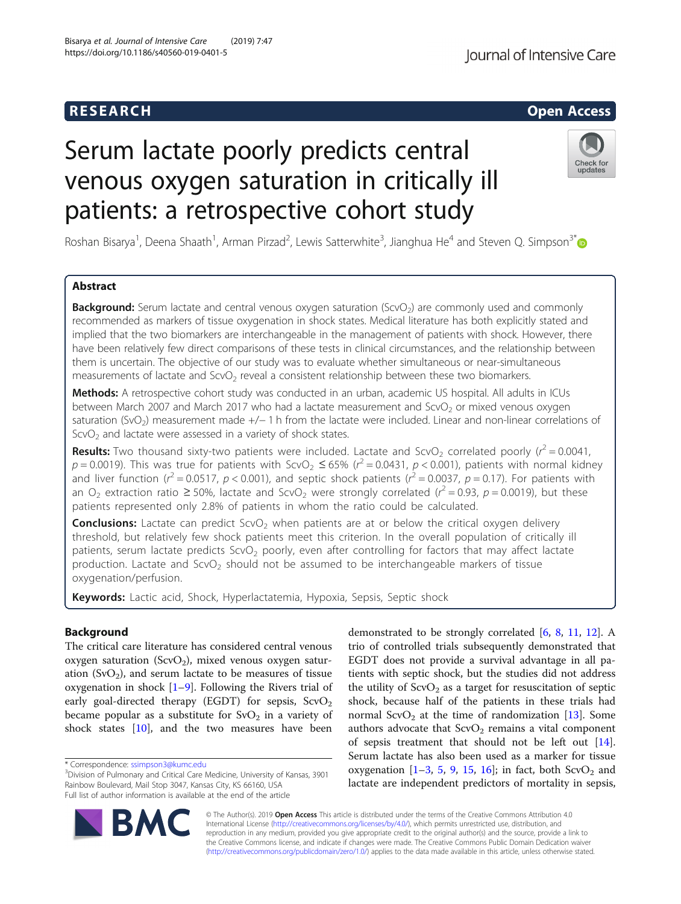RESEARCH Open Access

# Serum lactate poorly predicts central venous oxygen saturation in critically ill patients: a retrospective cohort study

Roshan Bisarya[1], Deena Shaath[1], Arman Pirzad[2], Lewis Satterwhite[3], Jianghua He[4] and Steven Q. Simpson[3*]

## Abstract

**Background:** Serum lactate and central venous oxygen saturation ($ScvO_2$) are commonly used and commonly recommended as markers of tissue oxygenation in shock states. Medical literature has both explicitly stated and implied that the two biomarkers are interchangeable in the management of patients with shock. However, there have been relatively few direct comparisons of these tests in clinical circumstances, and the relationship between them is uncertain. The objective of our study was to evaluate whether simultaneous or near-simultaneous measurements of lactate and $ScvO_2$ reveal a consistent relationship between these two biomarkers.

**Methods:** A retrospective cohort study was conducted in an urban, academic US hospital. All adults in ICUs between March 2007 and March 2017 who had a lactate measurement and $ScvO_2$ or mixed venous oxygen saturation ($SvO_2$) measurement made +/− 1 h from the lactate were included. Linear and non-linear correlations of $ScvO_2$ and lactate were assessed in a variety of shock states.

**Results:** Two thousand sixty-two patients were included. Lactate and $ScvO_2$ correlated poorly ($r^2 = 0.0041$, $p = 0.0019$). This was true for patients with $ScvO_2 \leq 65\%$ ($r^2 = 0.0431$, $p < 0.001$), patients with normal kidney and liver function ($r^2 = 0.0517$, $p < 0.001$), and septic shock patients ($r^2 = 0.0037$, $p = 0.17$). For patients with an $O_2$ extraction ratio $\geq 50\%$, lactate and $ScvO_2$ were strongly correlated ($r^2 = 0.93$, $p = 0.0019$), but these patients represented only 2.8% of patients in whom the ratio could be calculated.

**Conclusions:** Lactate can predict $ScvO_2$ when patients are at or below the critical oxygen delivery threshold, but relatively few shock patients meet this criterion. In the overall population of critically ill patients, serum lactate predicts $ScvO_2$ poorly, even after controlling for factors that may affect lactate production. Lactate and $ScvO_2$ should not be assumed to be interchangeable markers of tissue oxygenation/perfusion.

**Keywords:** Lactic acid, Shock, Hyperlactatemia, Hypoxia, Sepsis, Septic shock

## Background

The critical care literature has considered central venous oxygen saturation ($ScvO_2$), mixed venous oxygen saturation ($SvO_2$), and serum lactate to be measures of tissue oxygenation in shock [1–9]. Following the Rivers trial of early goal-directed therapy (EGDT) for sepsis, $ScvO_2$ became popular as a substitute for $SvO_2$ in a variety of shock states [10], and the two measures have been demonstrated to be strongly correlated [6, 8, 11, 12]. A trio of controlled trials subsequently demonstrated that EGDT does not provide a survival advantage in all patients with septic shock, but the studies did not address the utility of $ScvO_2$ as a target for resuscitation of septic shock, because half of the patients in these trials had normal $ScvO_2$ at the time of randomization [13]. Some authors advocate that $ScvO_2$ remains a vital component of sepsis treatment that should not be left out [14]. Serum lactate has also been used as a marker for tissue oxygenation [1–3, 5, 9, 15, 16]; in fact, both $ScvO_2$ and lactate are independent predictors of mortality in sepsis,

* Correspondence: ssimpson3@kumc.edu
[3]Division of Pulmonary and Critical Care Medicine, University of Kansas, 3901 Rainbow Boulevard, Mail Stop 3047, Kansas City, KS 66160, USA
Full list of author information is available at the end of the article

© The Author(s). 2019 **Open Access** This article is distributed under the terms of the Creative Commons Attribution 4.0 International License (http://creativecommons.org/licenses/by/4.0/), which permits unrestricted use, distribution, and reproduction in any medium, provided you give appropriate credit to the original author(s) and the source, provide a link to the Creative Commons license, and indicate if changes were made. The Creative Commons Public Domain Dedication waiver (http://creativecommons.org/publicdomain/zero/1.0/) applies to the data made available in this article, unless otherwise stated.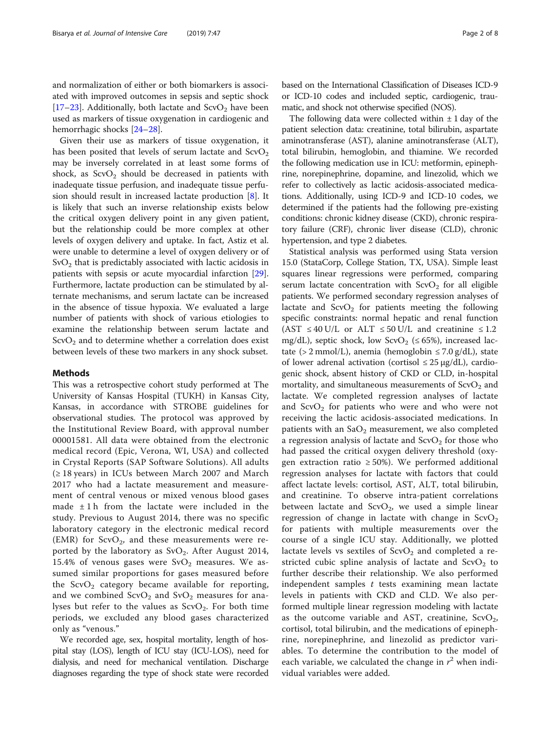and normalization of either or both biomarkers is associated with improved outcomes in sepsis and septic shock [17–23]. Additionally, both lactate and $ScvO_2$ have been used as markers of tissue oxygenation in cardiogenic and hemorrhagic shocks [24–28].

Given their use as markers of tissue oxygenation, it has been posited that levels of serum lactate and $ScvO_2$ may be inversely correlated in at least some forms of shock, as $ScvO_2$ should be decreased in patients with inadequate tissue perfusion, and inadequate tissue perfusion should result in increased lactate production [8]. It is likely that such an inverse relationship exists below the critical oxygen delivery point in any given patient, but the relationship could be more complex at other levels of oxygen delivery and uptake. In fact, Astiz et al. were unable to determine a level of oxygen delivery or of $SvO_2$ that is predictably associated with lactic acidosis in patients with sepsis or acute myocardial infarction [29]. Furthermore, lactate production can be stimulated by alternate mechanisms, and serum lactate can be increased in the absence of tissue hypoxia. We evaluated a large number of patients with shock of various etiologies to examine the relationship between serum lactate and $ScvO_2$ and to determine whether a correlation does exist between levels of these two markers in any shock subset.

## Methods

This was a retrospective cohort study performed at The University of Kansas Hospital (TUKH) in Kansas City, Kansas, in accordance with STROBE guidelines for observational studies. The protocol was approved by the Institutional Review Board, with approval number 00001581. All data were obtained from the electronic medical record (Epic, Verona, WI, USA) and collected in Crystal Reports (SAP Software Solutions). All adults (≥ 18 years) in ICUs between March 2007 and March 2017 who had a lactate measurement and measurement of central venous or mixed venous blood gases made ± 1 h from the lactate were included in the study. Previous to August 2014, there was no specific laboratory category in the electronic medical record (EMR) for $ScvO_2$, and these measurements were reported by the laboratory as $SvO_2$. After August 2014, 15.4% of venous gases were $SvO_2$ measures. We assumed similar proportions for gases measured before the $ScvO_2$ category became available for reporting, and we combined $ScvO_2$ and $SvO_2$ measures for analyses but refer to the values as $ScvO_2$. For both time periods, we excluded any blood gases characterized only as "venous."

We recorded age, sex, hospital mortality, length of hospital stay (LOS), length of ICU stay (ICU-LOS), need for dialysis, and need for mechanical ventilation. Discharge diagnoses regarding the type of shock state were recorded based on the International Classification of Diseases ICD-9 or ICD-10 codes and included septic, cardiogenic, traumatic, and shock not otherwise specified (NOS).

The following data were collected within ± 1 day of the patient selection data: creatinine, total bilirubin, aspartate aminotransferase (AST), alanine aminotransferase (ALT), total bilirubin, hemoglobin, and thiamine. We recorded the following medication use in ICU: metformin, epinephrine, norepinephrine, dopamine, and linezolid, which we refer to collectively as lactic acidosis-associated medications. Additionally, using ICD-9 and ICD-10 codes, we determined if the patients had the following pre-existing conditions: chronic kidney disease (CKD), chronic respiratory failure (CRF), chronic liver disease (CLD), chronic hypertension, and type 2 diabetes.

Statistical analysis was performed using Stata version 15.0 (StataCorp, College Station, TX, USA). Simple least squares linear regressions were performed, comparing serum lactate concentration with $ScvO_2$ for all eligible patients. We performed secondary regression analyses of lactate and $ScvO_2$ for patients meeting the following specific constraints: normal hepatic and renal function (AST ≤ 40 U/L or ALT ≤ 50 U/L and creatinine ≤ 1.2 mg/dL), septic shock, low $ScvO_2$ (≤ 65%), increased lactate (> 2 mmol/L), anemia (hemoglobin ≤ 7.0 g/dL), state of lower adrenal activation (cortisol ≤ 25 μg/dL), cardiogenic shock, absent history of CKD or CLD, in-hospital mortality, and simultaneous measurements of $ScvO_2$ and lactate. We completed regression analyses of lactate and $ScvO_2$ for patients who were and who were not receiving the lactic acidosis-associated medications. In patients with an $SaO_2$ measurement, we also completed a regression analysis of lactate and $ScvO_2$ for those who had passed the critical oxygen delivery threshold (oxygen extraction ratio ≥ 50%). We performed additional regression analyses for lactate with factors that could affect lactate levels: cortisol, AST, ALT, total bilirubin, and creatinine. To observe intra-patient correlations between lactate and $ScvO_2$, we used a simple linear regression of change in lactate with change in $ScvO_2$ for patients with multiple measurements over the course of a single ICU stay. Additionally, we plotted lactate levels vs sextiles of $ScvO_2$ and completed a restricted cubic spline analysis of lactate and $ScvO_2$ to further describe their relationship. We also performed independent samples $t$ tests examining mean lactate levels in patients with CKD and CLD. We also performed multiple linear regression modeling with lactate as the outcome variable and AST, creatinine, $ScvO_2$, cortisol, total bilirubin, and the medications of epinephrine, norepinephrine, and linezolid as predictor variables. To determine the contribution to the model of each variable, we calculated the change in $r^2$ when individual variables were added.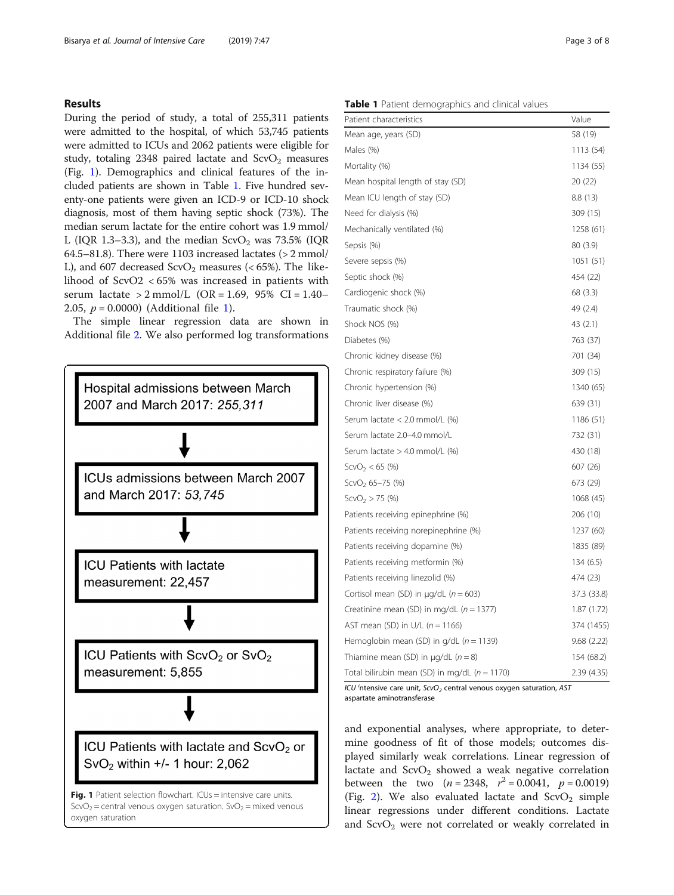## Results

During the period of study, a total of 255,311 patients were admitted to the hospital, of which 53,745 patients were admitted to ICUs and 2062 patients were eligible for study, totaling 2348 paired lactate and $ScvO_2$ measures (Fig. 1). Demographics and clinical features of the included patients are shown in Table 1. Five hundred seventy-one patients were given an ICD-9 or ICD-10 shock diagnosis, most of them having septic shock (73%). The median serum lactate for the entire cohort was 1.9 mmol/L (IQR 1.3–3.3), and the median $ScvO_2$ was 73.5% (IQR 64.5–81.8). There were 1103 increased lactates (> 2 mmol/L), and 607 decreased $ScvO_2$ measures (< 65%). The likelihood of ScvO2 < 65% was increased in patients with serum lactate > 2 mmol/L (OR = 1.69, 95% CI = 1.40–2.05, $p = 0.0000$) (Additional file 1).

The simple linear regression data are shown in Additional file 2. We also performed log transformations and exponential analyses, where appropriate, to determine goodness of fit of those models; outcomes displayed similarly weak correlations. Linear regression of lactate and $ScvO_2$ showed a weak negative correlation between the two ($n = 2348$, $r^2 = 0.0041$, $p = 0.0019$) (Fig. 2). We also evaluated lactate and $ScvO_2$ simple linear regressions under different conditions. Lactate and $ScvO_2$ were not correlated or weakly correlated in

Hospital admissions between March 2007 and March 2017: *255,311*

↓

ICUs admissions between March 2007 and March 2017: *53,745*

↓

ICU Patients with lactate measurement: 22,457

↓

ICU Patients with $ScvO_2$ or $SvO_2$ measurement: 5,855

↓

ICU Patients with lactate and $ScvO_2$ or $SvO_2$ within +/- 1 hour: 2,062

**Fig. 1** Patient selection flowchart. ICUs = intensive care units. $ScvO_2$ = central venous oxygen saturation. $SvO_2$ = mixed venous oxygen saturation

**Table 1** Patient demographics and clinical values

| Patient characteristics | Value |
|---|---|
| Mean age, years (SD) | 58 (19) |
| Males (%) | 1113 (54) |
| Mortality (%) | 1134 (55) |
| Mean hospital length of stay (SD) | 20 (22) |
| Mean ICU length of stay (SD) | 8.8 (13) |
| Need for dialysis (%) | 309 (15) |
| Mechanically ventilated (%) | 1258 (61) |
| Sepsis (%) | 80 (3.9) |
| Severe sepsis (%) | 1051 (51) |
| Septic shock (%) | 454 (22) |
| Cardiogenic shock (%) | 68 (3.3) |
| Traumatic shock (%) | 49 (2.4) |
| Shock NOS (%) | 43 (2.1) |
| Diabetes (%) | 763 (37) |
| Chronic kidney disease (%) | 701 (34) |
| Chronic respiratory failure (%) | 309 (15) |
| Chronic hypertension (%) | 1340 (65) |
| Chronic liver disease (%) | 639 (31) |
| Serum lactate < 2.0 mmol/L (%) | 1186 (51) |
| Serum lactate 2.0–4.0 mmol/L | 732 (31) |
| Serum lactate > 4.0 mmol/L (%) | 430 (18) |
| $ScvO_2$ < 65 (%) | 607 (26) |
| $ScvO_2$ 65–75 (%) | 673 (29) |
| $ScvO_2$ > 75 (%) | 1068 (45) |
| Patients receiving epinephrine (%) | 206 (10) |
| Patients receiving norepinephrine (%) | 1237 (60) |
| Patients receiving dopamine (%) | 1835 (89) |
| Patients receiving metformin (%) | 134 (6.5) |
| Patients receiving linezolid (%) | 474 (23) |
| Cortisol mean (SD) in μg/dL ($n = 603$) | 37.3 (33.8) |
| Creatinine mean (SD) in mg/dL ($n = 1377$) | 1.87 (1.72) |
| AST mean (SD) in U/L ($n = 1166$) | 374 (1455) |
| Hemoglobin mean (SD) in g/dL ($n = 1139$) | 9.68 (2.22) |
| Thiamine mean (SD) in μg/dL ($n = 8$) | 154 (68.2) |
| Total bilirubin mean (SD) in mg/dL ($n = 1170$) | 2.39 (4.35) |

*ICU* intensive care unit, *$ScvO_2$* central venous oxygen saturation, *AST* aspartate aminotransferase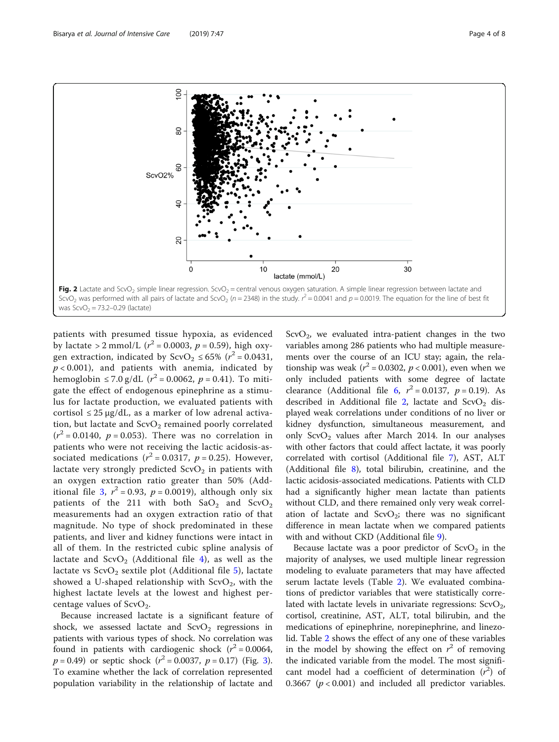**Fig. 2** Lactate and $ScvO_2$ simple linear regression. $ScvO_2$ = central venous oxygen saturation. A simple linear regression between lactate and $ScvO_2$ was performed with all pairs of lactate and $ScvO_2$ ($n = 2348$) in the study. $r^2 = 0.0041$ and $p = 0.0019$. The equation for the line of best fit was $ScvO_2 = 73.2–0.29$ (lactate)

patients with presumed tissue hypoxia, as evidenced by lactate > 2 mmol/L ($r^2 = 0.0003$, $p = 0.59$), high oxygen extraction, indicated by $ScvO_2 \leq 65\%$ ($r^2 = 0.0431$, $p < 0.001$), and patients with anemia, indicated by hemoglobin ≤ 7.0 g/dL ($r^2 = 0.0062$, $p = 0.41$). To mitigate the effect of endogenous epinephrine as a stimulus for lactate production, we evaluated patients with cortisol ≤ 25 μg/dL, as a marker of low adrenal activation, but lactate and $ScvO_2$ remained poorly correlated ($r^2 = 0.0140$, $p = 0.053$). There was no correlation in patients who were not receiving the lactic acidosis-associated medications ($r^2 = 0.0317$, $p = 0.25$). However, lactate very strongly predicted $ScvO_2$ in patients with an oxygen extraction ratio greater than 50% (Additional file 3, $r^2 = 0.93$, $p = 0.0019$), although only six patients of the 211 with both $SaO_2$ and $ScvO_2$ measurements had an oxygen extraction ratio of that magnitude. No type of shock predominated in these patients, and liver and kidney functions were intact in all of them. In the restricted cubic spline analysis of lactate and $ScvO_2$ (Additional file 4), as well as the lactate vs $ScvO_2$ sextile plot (Additional file 5), lactate showed a U-shaped relationship with $ScvO_2$, with the highest lactate levels at the lowest and highest percentage values of $ScvO_2$.

Because increased lactate is a significant feature of shock, we assessed lactate and $ScvO_2$ regressions in patients with various types of shock. No correlation was found in patients with cardiogenic shock ($r^2 = 0.0064$, $p = 0.49$) or septic shock ($r^2 = 0.0037$, $p = 0.17$) (Fig. 3). To examine whether the lack of correlation represented population variability in the relationship of lactate and $ScvO_2$, we evaluated intra-patient changes in the two variables among 286 patients who had multiple measurements over the course of an ICU stay; again, the relationship was weak ($r^2 = 0.0302$, $p < 0.001$), even when we only included patients with some degree of lactate clearance (Additional file 6, $r^2 = 0.0137$, $p = 0.19$). As described in Additional file 2, lactate and $ScvO_2$ displayed weak correlations under conditions of no liver or kidney dysfunction, simultaneous measurement, and only $ScvO_2$ values after March 2014. In our analyses with other factors that could affect lactate, it was poorly correlated with cortisol (Additional file 7), AST, ALT (Additional file 8), total bilirubin, creatinine, and the lactic acidosis-associated medications. Patients with CLD had a significantly higher mean lactate than patients without CLD, and there remained only very weak correlation of lactate and $ScvO_2$; there was no significant difference in mean lactate when we compared patients with and without CKD (Additional file 9).

Because lactate was a poor predictor of $ScvO_2$ in the majority of analyses, we used multiple linear regression modeling to evaluate parameters that may have affected serum lactate levels (Table 2). We evaluated combinations of predictor variables that were statistically correlated with lactate levels in univariate regressions: $ScvO_2$, cortisol, creatinine, AST, ALT, total bilirubin, and the medications of epinephrine, norepinephrine, and linezolid. Table 2 shows the effect of any one of these variables in the model by showing the effect on $r^2$ of removing the indicated variable from the model. The most significant model had a coefficient of determination ($r^2$) of 0.3667 ($p < 0.001$) and included all predictor variables.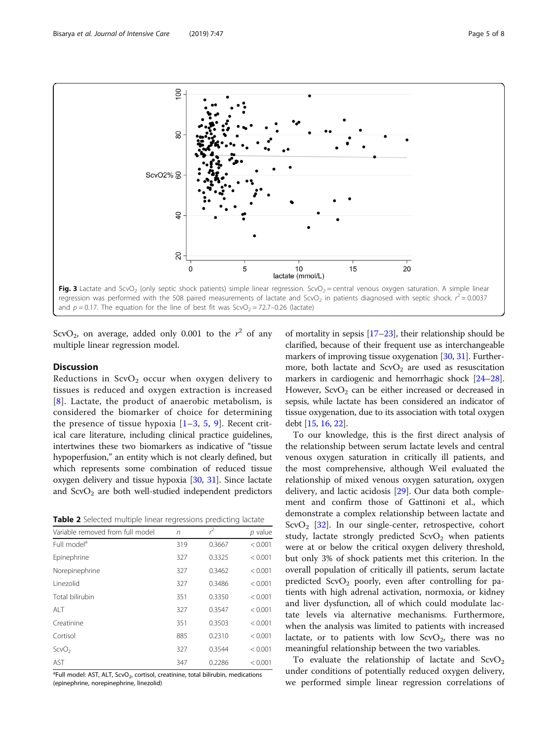Fig. 3 Lactate and $ScvO_2$ (only septic shock patients) simple linear regression. $ScvO_2$ = central venous oxygen saturation. A simple linear regression was performed with the 508 paired measurements of lactate and $ScvO_2$ in patients diagnosed with septic shock. $r^2 = 0.0037$ and $p = 0.17$. The equation for the line of best fit was $ScvO_2 = 72.7–0.26$ (lactate)

$ScvO_2$, on average, added only 0.001 to the $r^2$ of any multiple linear regression model.

## Discussion

Reductions in $ScvO_2$ occur when oxygen delivery to tissues is reduced and oxygen extraction is increased [8]. Lactate, the product of anaerobic metabolism, is considered the biomarker of choice for determining the presence of tissue hypoxia [1–3, 5, 9]. Recent critical care literature, including clinical practice guidelines, intertwines these two biomarkers as indicative of "tissue hypoperfusion," an entity which is not clearly defined, but which represents some combination of reduced tissue oxygen delivery and tissue hypoxia [30, 31]. Since lactate and $ScvO_2$ are both well-studied independent predictors of mortality in sepsis [17–23], their relationship should be clarified, because of their frequent use as interchangeable markers of improving tissue oxygenation [30, 31]. Furthermore, both lactate and $ScvO_2$ are used as resuscitation markers in cardiogenic and hemorrhagic shock [24–28]. However, $ScvO_2$ can be either increased or decreased in sepsis, while lactate has been considered an indicator of tissue oxygenation, due to its association with total oxygen debt [15, 16, 22].

**Table 2** Selected multiple linear regressions predicting lactate

| Variable removed from full model | $n$ | $r^2$ | $p$ value |
|---|---|---|---|
| Full model[a] | 319 | 0.3667 | < 0.001 |
| Epinephrine | 327 | 0.3325 | < 0.001 |
| Norepinephrine | 327 | 0.3462 | < 0.001 |
| Linezolid | 327 | 0.3486 | < 0.001 |
| Total bilirubin | 351 | 0.3350 | < 0.001 |
| ALT | 327 | 0.3547 | < 0.001 |
| Creatinine | 351 | 0.3503 | < 0.001 |
| Cortisol | 885 | 0.2310 | < 0.001 |
| $ScvO_2$ | 327 | 0.3544 | < 0.001 |
| AST | 347 | 0.2286 | < 0.001 |

[a]Full model: AST, ALT, $ScvO_2$, cortisol, creatinine, total bilirubin, medications (epinephrine, norepinephrine, linezolid)

To our knowledge, this is the first direct analysis of the relationship between serum lactate levels and central venous oxygen saturation in critically ill patients, and the most comprehensive, although Weil evaluated the relationship of mixed venous oxygen saturation, oxygen delivery, and lactic acidosis [29]. Our data both complement and confirm those of Gattinoni et al., which demonstrate a complex relationship between lactate and $ScvO_2$ [32]. In our single-center, retrospective, cohort study, lactate strongly predicted $ScvO_2$ when patients were at or below the critical oxygen delivery threshold, but only 3% of shock patients met this criterion. In the overall population of critically ill patients, serum lactate predicted $ScvO_2$ poorly, even after controlling for patients with high adrenal activation, normoxia, or kidney and liver dysfunction, all of which could modulate lactate levels via alternative mechanisms. Furthermore, when the analysis was limited to patients with increased lactate, or to patients with low $ScvO_2$, there was no meaningful relationship between the two variables.

To evaluate the relationship of lactate and $ScvO_2$ under conditions of potentially reduced oxygen delivery, we performed simple linear regression correlations of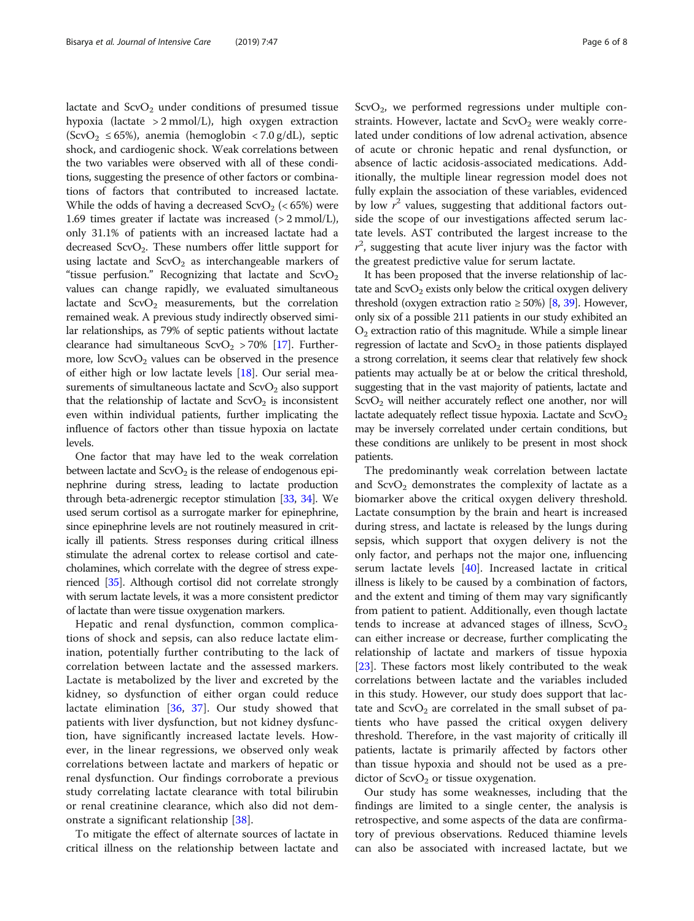lactate and $ScvO_2$ under conditions of presumed tissue hypoxia (lactate > 2 mmol/L), high oxygen extraction ($ScvO_2$ ≤ 65%), anemia (hemoglobin < 7.0 g/dL), septic shock, and cardiogenic shock. Weak correlations between the two variables were observed with all of these conditions, suggesting the presence of other factors or combinations of factors that contributed to increased lactate. While the odds of having a decreased $ScvO_2$ (< 65%) were 1.69 times greater if lactate was increased (> 2 mmol/L), only 31.1% of patients with an increased lactate had a decreased $ScvO_2$. These numbers offer little support for using lactate and $ScvO_2$ as interchangeable markers of "tissue perfusion." Recognizing that lactate and $ScvO_2$ values can change rapidly, we evaluated simultaneous lactate and $ScvO_2$ measurements, but the correlation remained weak. A previous study indirectly observed similar relationships, as 79% of septic patients without lactate clearance had simultaneous $ScvO_2$ > 70% [17]. Furthermore, low $ScvO_2$ values can be observed in the presence of either high or low lactate levels [18]. Our serial measurements of simultaneous lactate and $ScvO_2$ also support that the relationship of lactate and $ScvO_2$ is inconsistent even within individual patients, further implicating the influence of factors other than tissue hypoxia on lactate levels.

One factor that may have led to the weak correlation between lactate and $ScvO_2$ is the release of endogenous epinephrine during stress, leading to lactate production through beta-adrenergic receptor stimulation [33, 34]. We used serum cortisol as a surrogate marker for epinephrine, since epinephrine levels are not routinely measured in critically ill patients. Stress responses during critical illness stimulate the adrenal cortex to release cortisol and catecholamines, which correlate with the degree of stress experienced [35]. Although cortisol did not correlate strongly with serum lactate levels, it was a more consistent predictor of lactate than were tissue oxygenation markers.

Hepatic and renal dysfunction, common complications of shock and sepsis, can also reduce lactate elimination, potentially further contributing to the lack of correlation between lactate and the assessed markers. Lactate is metabolized by the liver and excreted by the kidney, so dysfunction of either organ could reduce lactate elimination [36, 37]. Our study showed that patients with liver dysfunction, but not kidney dysfunction, have significantly increased lactate levels. However, in the linear regressions, we observed only weak correlations between lactate and markers of hepatic or renal dysfunction. Our findings corroborate a previous study correlating lactate clearance with total bilirubin or renal creatinine clearance, which also did not demonstrate a significant relationship [38].

To mitigate the effect of alternate sources of lactate in critical illness on the relationship between lactate and $ScvO_2$, we performed regressions under multiple constraints. However, lactate and $ScvO_2$ were weakly correlated under conditions of low adrenal activation, absence of acute or chronic hepatic and renal dysfunction, or absence of lactic acidosis-associated medications. Additionally, the multiple linear regression model does not fully explain the association of these variables, evidenced by low $r^2$ values, suggesting that additional factors outside the scope of our investigations affected serum lactate levels. AST contributed the largest increase to the $r^2$, suggesting that acute liver injury was the factor with the greatest predictive value for serum lactate.

It has been proposed that the inverse relationship of lactate and $ScvO_2$ exists only below the critical oxygen delivery threshold (oxygen extraction ratio ≥ 50%) [8, 39]. However, only six of a possible 211 patients in our study exhibited an $O_2$ extraction ratio of this magnitude. While a simple linear regression of lactate and $ScvO_2$ in those patients displayed a strong correlation, it seems clear that relatively few shock patients may actually be at or below the critical threshold, suggesting that in the vast majority of patients, lactate and $ScvO_2$ will neither accurately reflect one another, nor will lactate adequately reflect tissue hypoxia. Lactate and $ScvO_2$ may be inversely correlated under certain conditions, but these conditions are unlikely to be present in most shock patients.

The predominantly weak correlation between lactate and $ScvO_2$ demonstrates the complexity of lactate as a biomarker above the critical oxygen delivery threshold. Lactate consumption by the brain and heart is increased during stress, and lactate is released by the lungs during sepsis, which support that oxygen delivery is not the only factor, and perhaps not the major one, influencing serum lactate levels [40]. Increased lactate in critical illness is likely to be caused by a combination of factors, and the extent and timing of them may vary significantly from patient to patient. Additionally, even though lactate tends to increase at advanced stages of illness, $ScvO_2$ can either increase or decrease, further complicating the relationship of lactate and markers of tissue hypoxia [23]. These factors most likely contributed to the weak correlations between lactate and the variables included in this study. However, our study does support that lactate and $ScvO_2$ are correlated in the small subset of patients who have passed the critical oxygen delivery threshold. Therefore, in the vast majority of critically ill patients, lactate is primarily affected by factors other than tissue hypoxia and should not be used as a predictor of $ScvO_2$ or tissue oxygenation.

Our study has some weaknesses, including that the findings are limited to a single center, the analysis is retrospective, and some aspects of the data are confirmatory of previous observations. Reduced thiamine levels can also be associated with increased lactate, but we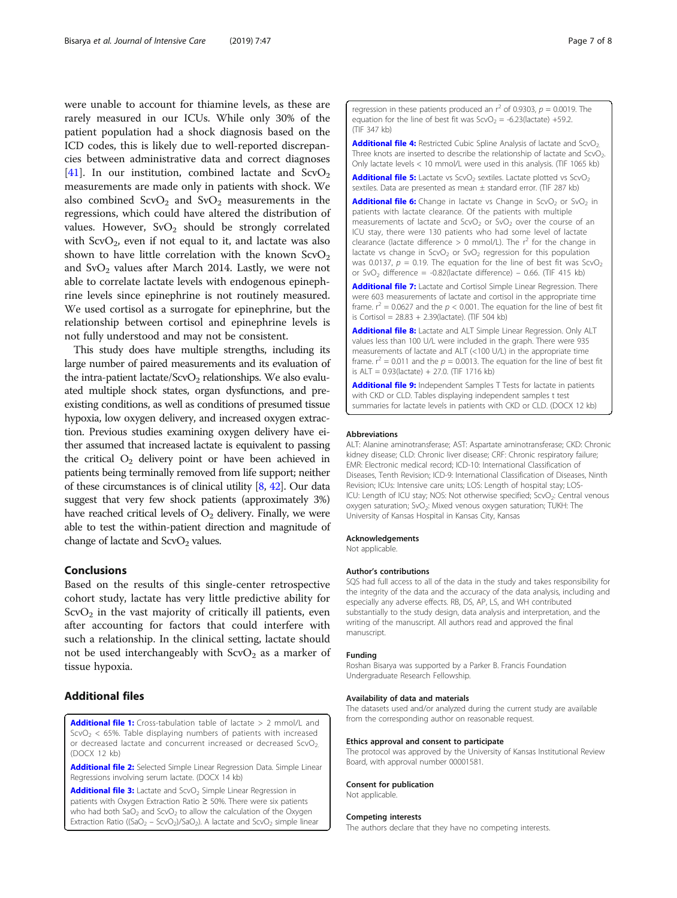were unable to account for thiamine levels, as these are rarely measured in our ICUs. While only 30% of the patient population had a shock diagnosis based on the ICD codes, this is likely due to well-reported discrepancies between administrative data and correct diagnoses [41]. In our institution, combined lactate and $ScvO_2$ measurements are made only in patients with shock. We also combined $ScvO_2$ and $SvO_2$ measurements in the regressions, which could have altered the distribution of values. However, $SvO_2$ should be strongly correlated with $ScvO_2$, even if not equal to it, and lactate was also shown to have little correlation with the known $ScvO_2$ and $SvO_2$ values after March 2014. Lastly, we were not able to correlate lactate levels with endogenous epinephrine levels since epinephrine is not routinely measured. We used cortisol as a surrogate for epinephrine, but the relationship between cortisol and epinephrine levels is not fully understood and may not be consistent.

This study does have multiple strengths, including its large number of paired measurements and its evaluation of the intra-patient lactate/$ScvO_2$ relationships. We also evaluated multiple shock states, organ dysfunctions, and pre-existing conditions, as well as conditions of presumed tissue hypoxia, low oxygen delivery, and increased oxygen extraction. Previous studies examining oxygen delivery have either assumed that increased lactate is equivalent to passing the critical $O_2$ delivery point or have been achieved in patients being terminally removed from life support; neither of these circumstances is of clinical utility [8, 42]. Our data suggest that very few shock patients (approximately 3%) have reached critical levels of $O_2$ delivery. Finally, we were able to test the within-patient direction and magnitude of change of lactate and $ScvO_2$ values.

## Conclusions

Based on the results of this single-center retrospective cohort study, lactate has very little predictive ability for $ScvO_2$ in the vast majority of critically ill patients, even after accounting for factors that could interfere with such a relationship. In the clinical setting, lactate should not be used interchangeably with $ScvO_2$ as a marker of tissue hypoxia.

## Additional files

**Additional file 1:** Cross-tabulation table of lactate > 2 mmol/L and $ScvO_2$ < 65%. Table displaying numbers of patients with increased or decreased lactate and concurrent increased or decreased $ScvO_2$. (DOCX 12 kb)

**Additional file 2:** Selected Simple Linear Regression Data. Simple Linear Regressions involving serum lactate. (DOCX 14 kb)

**Additional file 3:** Lactate and $ScvO_2$ Simple Linear Regression in patients with Oxygen Extraction Ratio ≥ 50%. There were six patients who had both $SaO_2$ and $ScvO_2$ to allow the calculation of the Oxygen Extraction Ratio (($SaO_2$ – $ScvO_2$)/$SaO_2$). A lactate and $ScvO_2$ simple linear regression in these patients produced an $r^2$ of 0.9303, $p$ = 0.0019. The equation for the line of best fit was $ScvO_2$ = -6.23(lactate) +59.2. (TIF 347 kb)

**Additional file 4:** Restricted Cubic Spline Analysis of lactate and $ScvO_2$. Three knots are inserted to describe the relationship of lactate and $ScvO_2$. Only lactate levels < 10 mmol/L were used in this analysis. (TIF 1065 kb)

**Additional file 5:** Lactate vs $ScvO_2$ sextiles. Lactate plotted vs $ScvO_2$ sextiles. Data are presented as mean ± standard error. (TIF 287 kb)

**Additional file 6:** Change in lactate vs Change in $ScvO_2$ or $SvO_2$ in patients with lactate clearance. Of the patients with multiple measurements of lactate and $ScvO_2$ or $SvO_2$ over the course of an ICU stay, there were 130 patients who had some level of lactate clearance (lactate difference > 0 mmol/L). The $r^2$ for the change in lactate vs change in $ScvO_2$ or $SvO_2$ regression for this population was 0.0137, $p$ = 0.19. The equation for the line of best fit was $ScvO_2$ or $SvO_2$ difference = -0.82(lactate difference) – 0.66. (TIF 415 kb)

**Additional file 7:** Lactate and Cortisol Simple Linear Regression. There were 603 measurements of lactate and cortisol in the appropriate time frame. $r^2$ = 0.0627 and the $p$ < 0.001. The equation for the line of best fit is Cortisol = 28.83 + 2.39(lactate). (TIF 504 kb)

**Additional file 8:** Lactate and ALT Simple Linear Regression. Only ALT values less than 100 U/L were included in the graph. There were 935 measurements of lactate and ALT (<100 U/L) in the appropriate time frame. $r^2$ = 0.011 and the $p$ = 0.0013. The equation for the line of best fit is ALT = 0.93(lactate) + 27.0. (TIF 1716 kb)

**Additional file 9:** Independent Samples T Tests for lactate in patients with CKD or CLD. Tables displaying independent samples t test summaries for lactate levels in patients with CKD or CLD. (DOCX 12 kb)

### Abbreviations

ALT: Alanine aminotransferase; AST: Aspartate aminotransferase; CKD: Chronic kidney disease; CLD: Chronic liver disease; CRF: Chronic respiratory failure; EMR: Electronic medical record; ICD-10: International Classification of Diseases, Tenth Revision; ICD-9: International Classification of Diseases, Ninth Revision; ICUs: Intensive care units; LOS: Length of hospital stay; LOS-ICU: Length of ICU stay; NOS: Not otherwise specified; $ScvO_2$: Central venous oxygen saturation; $SvO_2$: Mixed venous oxygen saturation; TUKH: The University of Kansas Hospital in Kansas City, Kansas

### Acknowledgements

Not applicable.

### Author's contributions

SQS had full access to all of the data in the study and takes responsibility for the integrity of the data and the accuracy of the data analysis, including and especially any adverse effects. RB, DS, AP, LS, and WH contributed substantially to the study design, data analysis and interpretation, and the writing of the manuscript. All authors read and approved the final manuscript.

### Funding

Roshan Bisarya was supported by a Parker B. Francis Foundation Undergraduate Research Fellowship.

### Availability of data and materials

The datasets used and/or analyzed during the current study are available from the corresponding author on reasonable request.

### Ethics approval and consent to participate

The protocol was approved by the University of Kansas Institutional Review Board, with approval number 00001581.

### Consent for publication

Not applicable.

### Competing interests

The authors declare that they have no competing interests.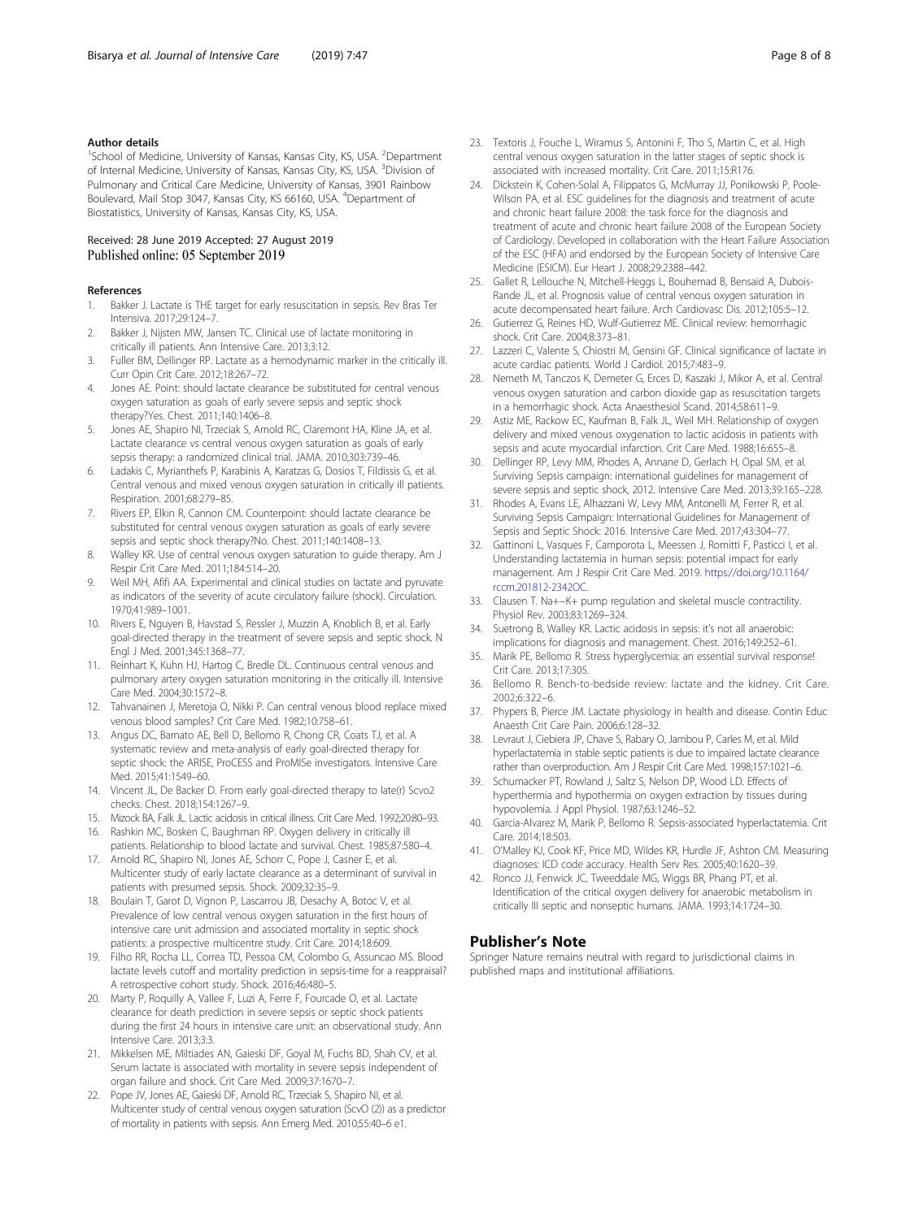### Author details

[1]School of Medicine, University of Kansas, Kansas City, KS, USA. [2]Department of Internal Medicine, University of Kansas, Kansas City, KS, USA. [3]Division of Pulmonary and Critical Care Medicine, University of Kansas, 3901 Rainbow Boulevard, Mail Stop 3047, Kansas City, KS 66160, USA. [4]Department of Biostatistics, University of Kansas, Kansas City, KS, USA.

Received: 28 June 2019 Accepted: 27 August 2019
Published online: 05 September 2019

### References

1. Bakker J. Lactate is THE target for early resuscitation in sepsis. Rev Bras Ter Intensiva. 2017;29:124–7.
2. Bakker J, Nijsten MW, Jansen TC. Clinical use of lactate monitoring in critically ill patients. Ann Intensive Care. 2013;3:12.
3. Fuller BM, Dellinger RP. Lactate as a hemodynamic marker in the critically ill. Curr Opin Crit Care. 2012;18:267–72.
4. Jones AE. Point: should lactate clearance be substituted for central venous oxygen saturation as goals of early severe sepsis and septic shock therapy?Yes. Chest. 2011;140:1406–8.
5. Jones AE, Shapiro NI, Trzeciak S, Arnold RC, Claremont HA, Kline JA, et al. Lactate clearance vs central venous oxygen saturation as goals of early sepsis therapy: a randomized clinical trial. JAMA. 2010;303:739–46.
6. Ladakis C, Myrianthefs P, Karabinis A, Karatzas G, Dosios T, Fildissis G, et al. Central venous and mixed venous oxygen saturation in critically ill patients. Respiration. 2001;68:279–85.
7. Rivers EP, Elkin R, Cannon CM. Counterpoint: should lactate clearance be substituted for central venous oxygen saturation as goals of early severe sepsis and septic shock therapy?No. Chest. 2011;140:1408–13.
8. Walley KR. Use of central venous oxygen saturation to guide therapy. Am J Respir Crit Care Med. 2011;184:514–20.
9. Weil MH, Afifi AA. Experimental and clinical studies on lactate and pyruvate as indicators of the severity of acute circulatory failure (shock). Circulation. 1970;41:989–1001.
10. Rivers E, Nguyen B, Havstad S, Ressler J, Muzzin A, Knoblich B, et al. Early goal-directed therapy in the treatment of severe sepsis and septic shock. N Engl J Med. 2001;345:1368–77.
11. Reinhart K, Kuhn HJ, Hartog C, Bredle DL. Continuous central venous and pulmonary artery oxygen saturation monitoring in the critically ill. Intensive Care Med. 2004;30:1572–8.
12. Tahvanainen J, Meretoja O, Nikki P. Can central venous blood replace mixed venous blood samples? Crit Care Med. 1982;10:758–61.
13. Angus DC, Barnato AE, Bell D, Bellomo R, Chong CR, Coats TJ, et al. A systematic review and meta-analysis of early goal-directed therapy for septic shock: the ARISE, ProCESS and ProMISe investigators. Intensive Care Med. 2015;41:1549–60.
14. Vincent JL, De Backer D. From early goal-directed therapy to late(r) Scvo2 checks. Chest. 2018;154:1267–9.
15. Mizock BA, Falk JL. Lactic acidosis in critical illness. Crit Care Med. 1992;20:80–93.
16. Rashkin MC, Bosken C, Baughman RP. Oxygen delivery in critically ill patients. Relationship to blood lactate and survival. Chest. 1985;87:580–4.
17. Arnold RC, Shapiro NI, Jones AE, Schorr C, Pope J, Casner E, et al. Multicenter study of early lactate clearance as a determinant of survival in patients with presumed sepsis. Shock. 2009;32:35–9.
18. Boulain T, Garot D, Vignon P, Lascarrou JB, Desachy A, Botoc V, et al. Prevalence of low central venous oxygen saturation in the first hours of intensive care unit admission and associated mortality in septic shock patients: a prospective multicentre study. Crit Care. 2014;18:609.
19. Filho RR, Rocha LL, Correa TD, Pessoa CM, Colombo G, Assuncao MS. Blood lactate levels cutoff and mortality prediction in sepsis-time for a reappraisal? A retrospective cohort study. Shock. 2016;46:480–5.
20. Marty P, Roquilly A, Vallee F, Luzi A, Ferre F, Fourcade O, et al. Lactate clearance for death prediction in severe sepsis or septic shock patients during the first 24 hours in intensive care unit: an observational study. Ann Intensive Care. 2013;3:3.
21. Mikkelsen ME, Miltiades AN, Gaieski DF, Goyal M, Fuchs BD, Shah CV, et al. Serum lactate is associated with mortality in severe sepsis independent of organ failure and shock. Crit Care Med. 2009;37:1670–7.
22. Pope JV, Jones AE, Gaieski DF, Arnold RC, Trzeciak S, Shapiro NI, et al. Multicenter study of central venous oxygen saturation (ScvO (2)) as a predictor of mortality in patients with sepsis. Ann Emerg Med. 2010;55:40–6 e1.
23. Textoris J, Fouche L, Wiramus S, Antonini F, Tho S, Martin C, et al. High central venous oxygen saturation in the latter stages of septic shock is associated with increased mortality. Crit Care. 2011;15:R176.
24. Dickstein K, Cohen-Solal A, Filippatos G, McMurray JJ, Ponikowski P, Poole-Wilson PA, et al. ESC guidelines for the diagnosis and treatment of acute and chronic heart failure 2008: the task force for the diagnosis and treatment of acute and chronic heart failure 2008 of the European Society of Cardiology. Developed in collaboration with the Heart Failure Association of the ESC (HFA) and endorsed by the European Society of Intensive Care Medicine (ESICM). Eur Heart J. 2008;29:2388–442.
25. Gallet R, Lellouche N, Mitchell-Heggs L, Bouhemad B, Bensaid A, Dubois-Rande JL, et al. Prognosis value of central venous oxygen saturation in acute decompensated heart failure. Arch Cardiovasc Dis. 2012;105:5–12.
26. Gutierrez G, Reines HD, Wulf-Gutierrez ME. Clinical review: hemorrhagic shock. Crit Care. 2004;8:373–81.
27. Lazzeri C, Valente S, Chiostri M, Gensini GF. Clinical significance of lactate in acute cardiac patients. World J Cardiol. 2015;7:483–9.
28. Nemeth M, Tanczos K, Demeter G, Erces D, Kaszaki J, Mikor A, et al. Central venous oxygen saturation and carbon dioxide gap as resuscitation targets in a hemorrhagic shock. Acta Anaesthesiol Scand. 2014;58:611–9.
29. Astiz ME, Rackow EC, Kaufman B, Falk JL, Weil MH. Relationship of oxygen delivery and mixed venous oxygenation to lactic acidosis in patients with sepsis and acute myocardial infarction. Crit Care Med. 1988;16:655–8.
30. Dellinger RP, Levy MM, Rhodes A, Annane D, Gerlach H, Opal SM, et al. Surviving Sepsis campaign: international guidelines for management of severe sepsis and septic shock, 2012. Intensive Care Med. 2013;39:165–228.
31. Rhodes A, Evans LE, Alhazzani W, Levy MM, Antonelli M, Ferrer R, et al. Surviving Sepsis Campaign: International Guidelines for Management of Sepsis and Septic Shock: 2016. Intensive Care Med. 2017;43:304–77.
32. Gattinoni L, Vasques F, Camporota L, Meessen J, Romitti F, Pasticci I, et al. Understanding lactatemia in human sepsis: potential impact for early management. Am J Respir Crit Care Med. 2019. https://doi.org/10.1164/rccm.201812-2342OC.
33. Clausen T. Na+−K+ pump regulation and skeletal muscle contractility. Physiol Rev. 2003;83:1269–324.
34. Suetrong B, Walley KR. Lactic acidosis in sepsis: it's not all anaerobic: implications for diagnosis and management. Chest. 2016;149:252–61.
35. Marik PE, Bellomo R. Stress hyperglycemia: an essential survival response! Crit Care. 2013;17:305.
36. Bellomo R. Bench-to-bedside review: lactate and the kidney. Crit Care. 2002;6:322–6.
37. Phypers B, Pierce JM. Lactate physiology in health and disease. Contin Educ Anaesth Crit Care Pain. 2006;6:128–32.
38. Levraut J, Ciebiera JP, Chave S, Rabary O, Jambou P, Carles M, et al. Mild hyperlactatemia in stable septic patients is due to impaired lactate clearance rather than overproduction. Am J Respir Crit Care Med. 1998;157:1021–6.
39. Schumacker PT, Rowland J, Saltz S, Nelson DP, Wood LD. Effects of hyperthermia and hypothermia on oxygen extraction by tissues during hypovolemia. J Appl Physiol. 1987;63:1246–52.
40. Garcia-Alvarez M, Marik P, Bellomo R. Sepsis-associated hyperlactatemia. Crit Care. 2014;18:503.
41. O'Malley KJ, Cook KF, Price MD, Wildes KR, Hurdle JF, Ashton CM. Measuring diagnoses: ICD code accuracy. Health Serv Res. 2005;40:1620–39.
42. Ronco JJ, Fenwick JC, Tweeddale MG, Wiggs BR, Phang PT, et al. Identification of the critical oxygen delivery for anaerobic metabolism in critically Ill septic and nonseptic humans. JAMA. 1993;14:1724–30.

## Publisher's Note

Springer Nature remains neutral with regard to jurisdictional claims in published maps and institutional affiliations.